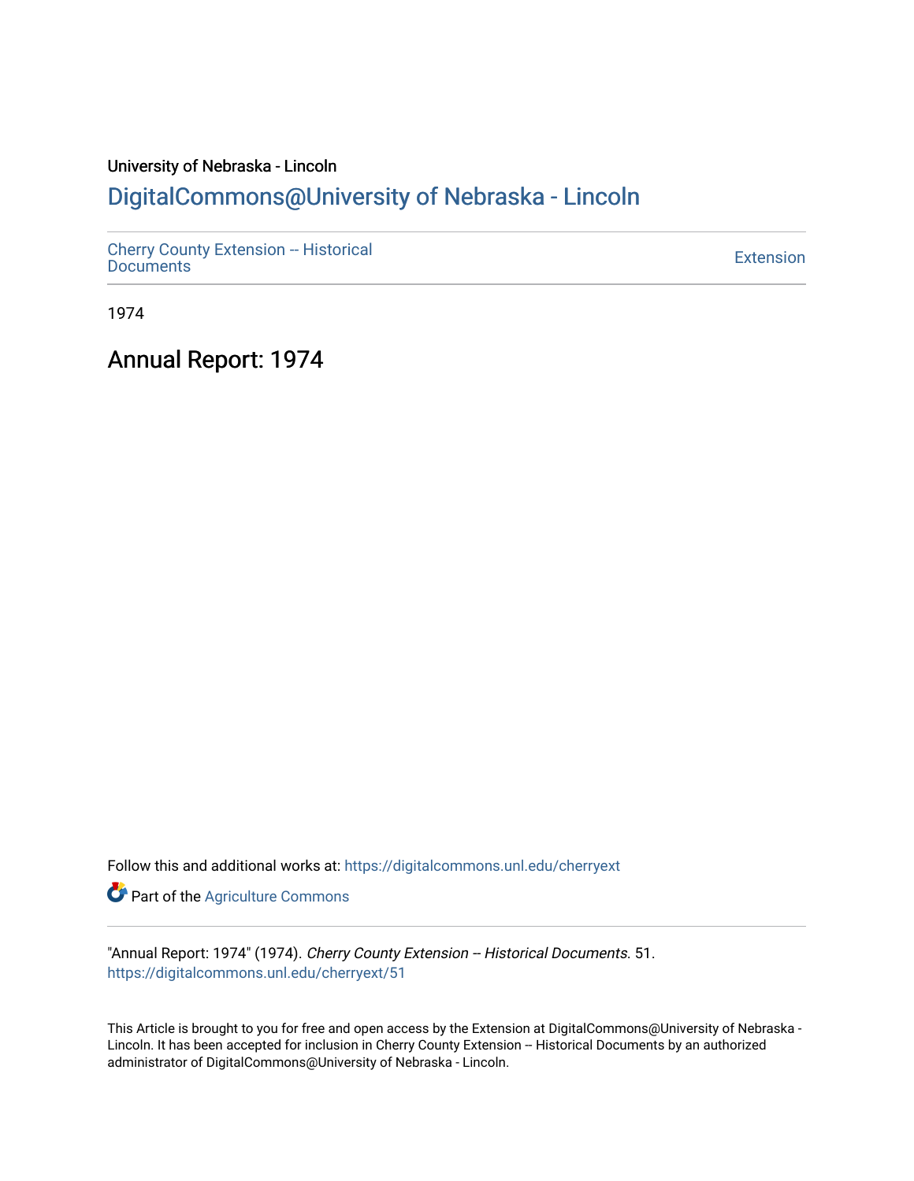University of Nebraska - Lincoln

# DigitalCommons@University of Nebraska - Lincoln

Cherry County Extension -- Historical Documents

Extension

1974

## Annual Report: 1974

Follow this and additional works at: https://digitalcommons.unl.edu/cherryext

Part of the Agriculture Commons

"Annual Report: 1974" (1974). *Cherry County Extension -- Historical Documents*. 51.
https://digitalcommons.unl.edu/cherryext/51

This Article is brought to you for free and open access by the Extension at DigitalCommons@University of Nebraska - Lincoln. It has been accepted for inclusion in Cherry County Extension -- Historical Documents by an authorized administrator of DigitalCommons@University of Nebraska - Lincoln.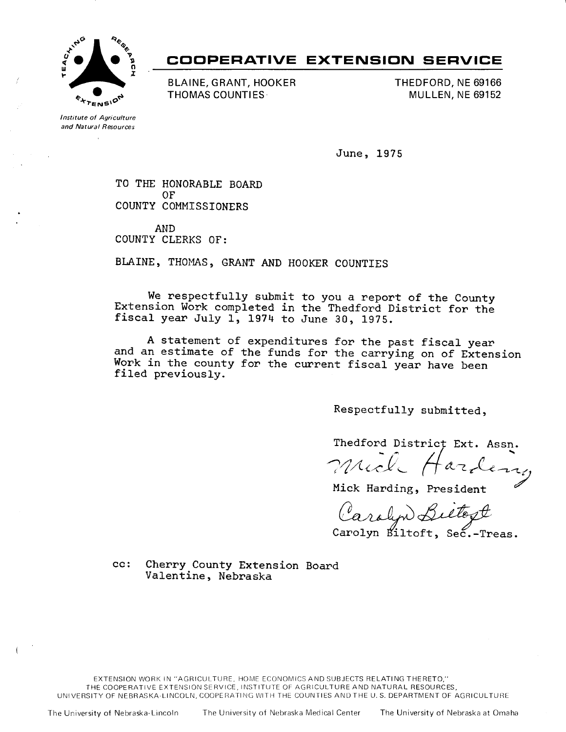# COOPERATIVE EXTENSION SERVICE

*Institute of Agriculture and Natural Resources*

BLAINE, GRANT, HOOKER
THOMAS COUNTIES

THEDFORD, NE 69166
MULLEN, NE 69152

June, 1975

TO THE HONORABLE BOARD
OF
COUNTY COMMISSIONERS

AND
COUNTY CLERKS OF:

BLAINE, THOMAS, GRANT AND HOOKER COUNTIES

We respectfully submit to you a report of the County Extension Work completed in the Thedford District for the fiscal year July 1, 1974 to June 30, 1975.

A statement of expenditures for the past fiscal year and an estimate of the funds for the carrying on of Extension Work in the county for the current fiscal year have been filed previously.

Respectfully submitted,

Thedford District Ext. Assn.

Mick Harding, President

Carolyn Biltoft, Sec.-Treas.

cc: Cherry County Extension Board
Valentine, Nebraska

EXTENSION WORK IN "AGRICULTURE, HOME ECONOMICS AND SUBJECTS RELATING THERETO," THE COOPERATIVE EXTENSION SERVICE, INSTITUTE OF AGRICULTURE AND NATURAL RESOURCES, UNIVERSITY OF NEBRASKA-LINCOLN, COOPERATING WITH THE COUNTIES AND THE U. S. DEPARTMENT OF AGRICULTURE

The University of Nebraska-Lincoln — The University of Nebraska Medical Center — The University of Nebraska at Omaha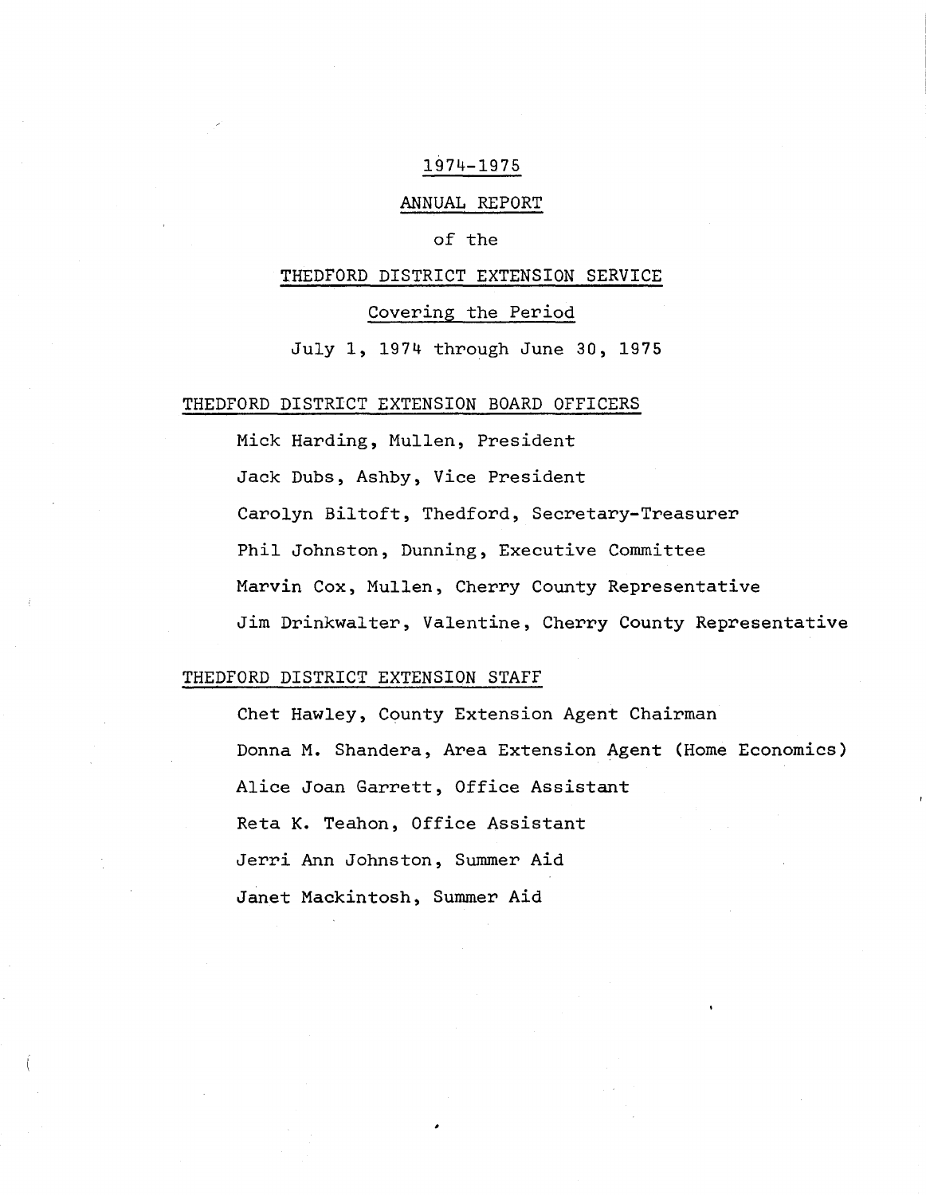# 1974-1975

# ANNUAL REPORT

of the

# THEDFORD DISTRICT EXTENSION SERVICE

Covering the Period

July 1, 1974 through June 30, 1975

## THEDFORD DISTRICT EXTENSION BOARD OFFICERS

Mick Harding, Mullen, President

Jack Dubs, Ashby, Vice President

Carolyn Biltoft, Thedford, Secretary-Treasurer

Phil Johnston, Dunning, Executive Committee

Marvin Cox, Mullen, Cherry County Representative

Jim Drinkwalter, Valentine, Cherry County Representative

## THEDFORD DISTRICT EXTENSION STAFF

Chet Hawley, County Extension Agent Chairman

Donna M. Shandera, Area Extension Agent (Home Economics)

Alice Joan Garrett, Office Assistant

Reta K. Teahon, Office Assistant

Jerri Ann Johnston, Summer Aid

Janet Mackintosh, Summer Aid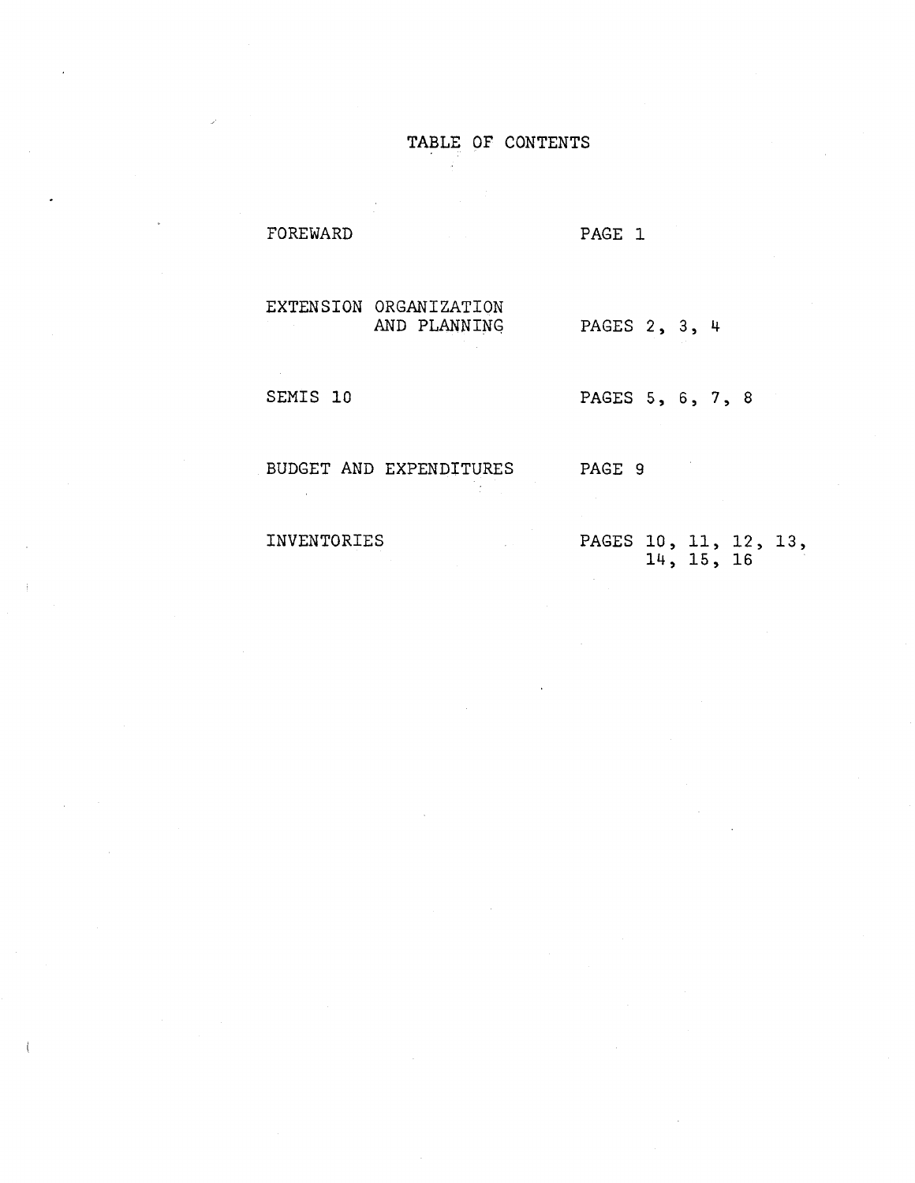# TABLE OF CONTENTS

| | |
|---|---|
| FOREWARD | PAGE 1 |
| EXTENSION ORGANIZATION AND PLANNING | PAGES 2, 3, 4 |
| SEMIS 10 | PAGES 5, 6, 7, 8 |
| BUDGET AND EXPENDITURES | PAGE 9 |
| INVENTORIES | PAGES 10, 11, 12, 13, 14, 15, 16 |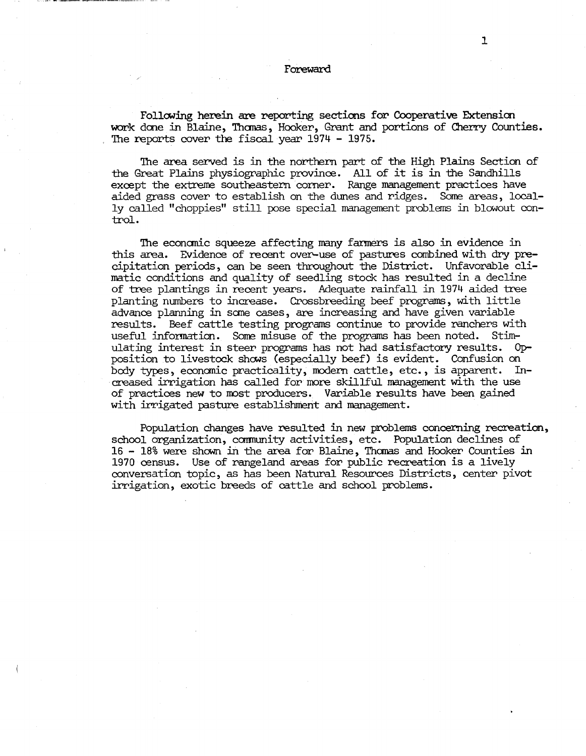## Foreward

Following herein are reporting sections for Cooperative Extension work done in Blaine, Thomas, Hooker, Grant and portions of Cherry Counties. The reports cover the fiscal year 1974 - 1975.

The area served is in the northern part of the High Plains Section of the Great Plains physiographic province. All of it is in the Sandhills except the extreme southeastern corner. Range management practices have aided grass cover to establish on the dunes and ridges. Some areas, locally called "choppies" still pose special management problems in blowout control.

The economic squeeze affecting many farmers is also in evidence in this area. Evidence of recent over-use of pastures combined with dry precipitation periods, can be seen throughout the District. Unfavorable climatic conditions and quality of seedling stock has resulted in a decline of tree plantings in recent years. Adequate rainfall in 1974 aided tree planting numbers to increase. Crossbreeding beef programs, with little advance planning in some cases, are increasing and have given variable results. Beef cattle testing programs continue to provide ranchers with useful information. Some misuse of the programs has been noted. Stimulating interest in steer programs has not had satisfactory results. Opposition to livestock shows (especially beef) is evident. Confusion on body types, economic practicality, modern cattle, etc., is apparent. Increased irrigation has called for more skillful management with the use of practices new to most producers. Variable results have been gained with irrigated pasture establishment and management.

Population changes have resulted in new problems concerning recreation, school organization, community activities, etc. Population declines of 16 - 18% were shown in the area for Blaine, Thomas and Hooker Counties in 1970 census. Use of rangeland areas for public recreation is a lively conversation topic, as has been Natural Resources Districts, center pivot irrigation, exotic breeds of cattle and school problems.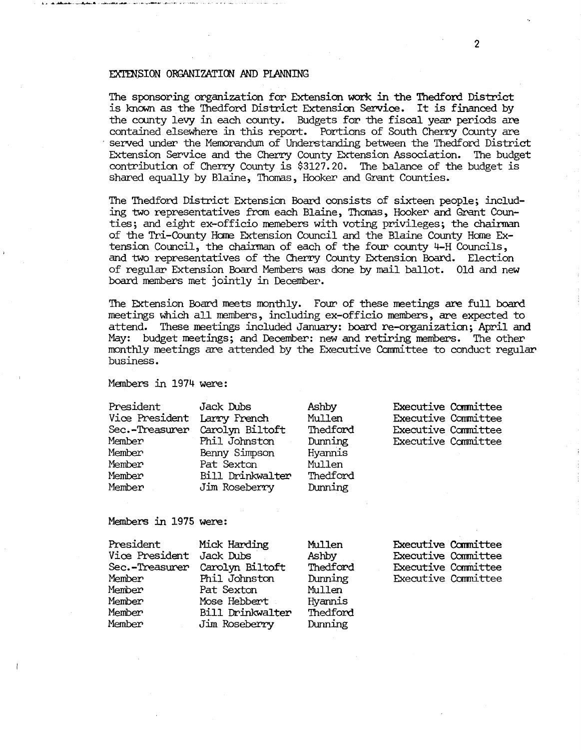## EXTENSION ORGANIZATION AND PLANNING

The sponsoring organization for Extension work in the Thedford District is known as the Thedford District Extension Service. It is financed by the county levy in each county. Budgets for the fiscal year periods are contained elsewhere in this report. Portions of South Cherry County are served under the Memorandum of Understanding between the Thedford District Extension Service and the Cherry County Extension Association. The budget contribution of Cherry County is $3127.20. The balance of the budget is shared equally by Blaine, Thomas, Hooker and Grant Counties.

The Thedford District Extension Board consists of sixteen people; including two representatives from each Blaine, Thomas, Hooker and Grant Counties; and eight ex-officio memebers with voting privileges; the chairman of the Tri-County Home Extension Council and the Blaine County Home Extension Council, the chairman of each of the four county 4-H Councils, and two representatives of the Cherry County Extension Board. Election of regular Extension Board Members was done by mail ballot. Old and new board members met jointly in December.

The Extension Board meets monthly. Four of these meetings are full board meetings which all members, including ex-officio members, are expected to attend. These meetings included January: board re-organization; April and May: budget meetings; and December: new and retiring members. The other monthly meetings are attended by the Executive Committee to conduct regular business.

Members in 1974 were:

| | | | |
|---|---|---|---|
| President | Jack Dubs | Ashby | Executive Committee |
| Vice President | Larry French | Mullen | Executive Committee |
| Sec.-Treasurer | Carolyn Biltoft | Thedford | Executive Committee |
| Member | Phil Johnston | Dunning | Executive Committee |
| Member | Benny Simpson | Hyannis | |
| Member | Pat Sexton | Mullen | |
| Member | Bill Drinkwalter | Thedford | |
| Member | Jim Roseberry | Dunning | |

Members in 1975 were:

| | | | |
|---|---|---|---|
| President | Mick Harding | Mullen | Executive Committee |
| Vice President | Jack Dubs | Ashby | Executive Committee |
| Sec.-Treasurer | Carolyn Biltoft | Thedford | Executive Committee |
| Member | Phil Johnston | Dunning | Executive Committee |
| Member | Pat Sexton | Mullen | |
| Member | Mose Hebbert | Hyannis | |
| Member | Bill Drinkwalter | Thedford | |
| Member | Jim Roseberry | Dunning | |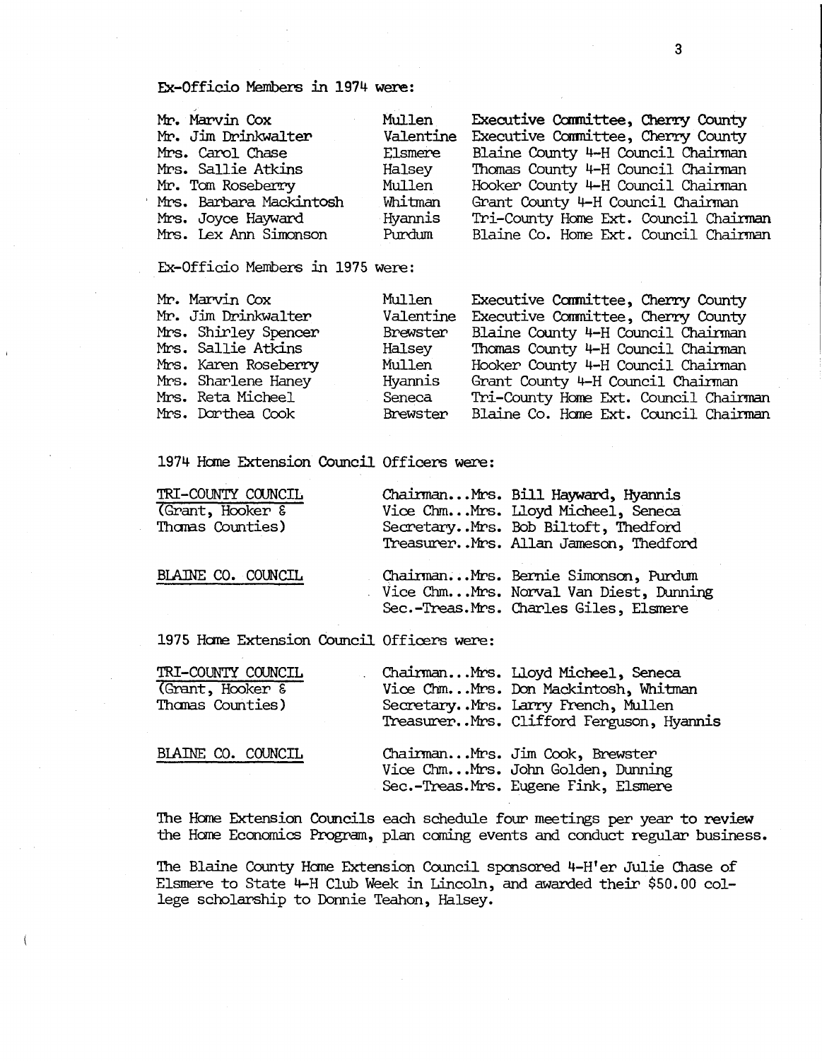Ex-Officio Members in 1974 were:

| | | |
|---|---|---|
| Mr. Marvin Cox | Mullen | Executive Committee, Cherry County |
| Mr. Jim Drinkwalter | Valentine | Executive Committee, Cherry County |
| Mrs. Carol Chase | Elsmere | Blaine County 4-H Council Chairman |
| Mrs. Sallie Atkins | Halsey | Thomas County 4-H Council Chairman |
| Mr. Tom Roseberry | Mullen | Hooker County 4-H Council Chairman |
| Mrs. Barbara Mackintosh | Whitman | Grant County 4-H Council Chairman |
| Mrs. Joyce Hayward | Hyannis | Tri-County Home Ext. Council Chairman |
| Mrs. Lex Ann Simonson | Purdum | Blaine Co. Home Ext. Council Chairman |

Ex-Officio Members in 1975 were:

| | | |
|---|---|---|
| Mr. Marvin Cox | Mullen | Executive Committee, Cherry County |
| Mr. Jim Drinkwalter | Valentine | Executive Committee, Cherry County |
| Mrs. Shirley Spencer | Brewster | Blaine County 4-H Council Chairman |
| Mrs. Sallie Atkins | Halsey | Thomas County 4-H Council Chairman |
| Mrs. Karen Roseberry | Mullen | Hooker County 4-H Council Chairman |
| Mrs. Sharlene Haney | Hyannis | Grant County 4-H Council Chairman |
| Mrs. Reta Micheel | Seneca | Tri-County Home Ext. Council Chairman |
| Mrs. Dorthea Cook | Brewster | Blaine Co. Home Ext. Council Chairman |

1974 Home Extension Council Officers were:

TRI-COUNTY COUNCIL (Grant, Hooker & Thomas Counties)

Chairman...Mrs. Bill Hayward, Hyannis
Vice Chm...Mrs. Lloyd Micheel, Seneca
Secretary..Mrs. Bob Biltoft, Thedford
Treasurer..Mrs. Allan Jameson, Thedford

BLAINE CO. COUNCIL

Chairman...Mrs. Bernie Simonson, Purdum
Vice Chm...Mrs. Norval Van Diest, Dunning
Sec.-Treas.Mrs. Charles Giles, Elsmere

1975 Home Extension Council Officers were:

TRI-COUNTY COUNCIL (Grant, Hooker & Thomas Counties)

Chairman...Mrs. Lloyd Micheel, Seneca
Vice Chm...Mrs. Don Mackintosh, Whitman
Secretary..Mrs. Larry French, Mullen
Treasurer..Mrs. Clifford Ferguson, Hyannis

BLAINE CO. COUNCIL

Chairman...Mrs. Jim Cook, Brewster
Vice Chm...Mrs. John Golden, Dunning
Sec.-Treas.Mrs. Eugene Fink, Elsmere

The Home Extension Councils each schedule four meetings per year to review the Home Economics Program, plan coming events and conduct regular business.

The Blaine County Home Extension Council sponsored 4-H'er Julie Chase of Elsmere to State 4-H Club Week in Lincoln, and awarded their $50.00 college scholarship to Donnie Teahon, Halsey.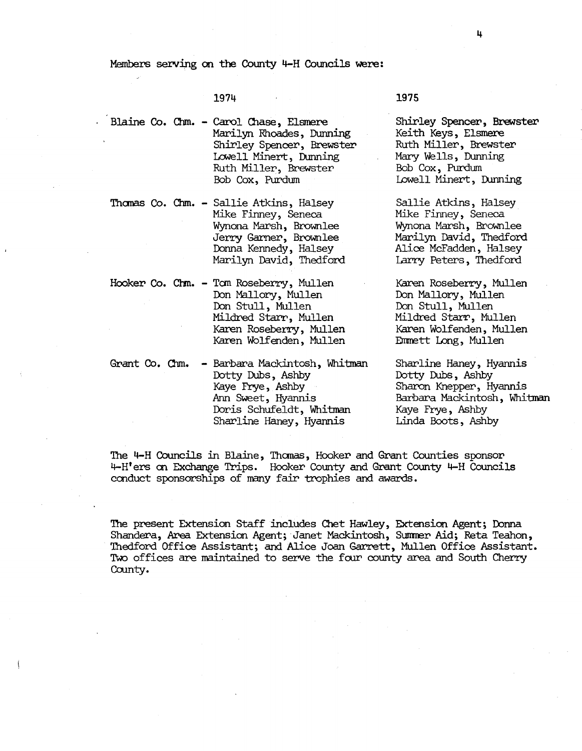Members serving on the County 4-H Councils were:

| | 1974 | 1975 |
|---|---|---|
| Blaine Co. Chm. - | Carol Chase, Elsmere | Shirley Spencer, Brewster |
| | Marilyn Rhoades, Dunning | Keith Keys, Elsmere |
| | Shirley Spencer, Brewster | Ruth Miller, Brewster |
| | Lowell Minert, Dunning | Mary Wells, Dunning |
| | Ruth Miller, Brewster | Bob Cox, Purdum |
| | Bob Cox, Purdum | Lowell Minert, Dunning |
| Thomas Co. Chm. - | Sallie Atkins, Halsey | Sallie Atkins, Halsey |
| | Mike Finney, Seneca | Mike Finney, Seneca |
| | Wynona Marsh, Brownlee | Wynona Marsh, Brownlee |
| | Jerry Garner, Brownlee | Marilyn David, Thedford |
| | Donna Kennedy, Halsey | Alice McFadden, Halsey |
| | Marilyn David, Thedford | Larry Peters, Thedford |
| Hooker Co. Chm. - | Tom Roseberry, Mullen | Karen Roseberry, Mullen |
| | Don Mallory, Mullen | Don Mallory, Mullen |
| | Don Stull, Mullen | Don Stull, Mullen |
| | Mildred Starr, Mullen | Mildred Starr, Mullen |
| | Karen Roseberry, Mullen | Karen Wolfenden, Mullen |
| | Karen Wolfenden, Mullen | Emmett Long, Mullen |
| Grant Co. Chm. - | Barbara Mackintosh, Whitman | Sharline Haney, Hyannis |
| | Dotty Dubs, Ashby | Dotty Dubs, Ashby |
| | Kaye Frye, Ashby | Sharon Knepper, Hyannis |
| | Ann Sweet, Hyannis | Barbara Mackintosh, Whitman |
| | Doris Schufeldt, Whitman | Kaye Frye, Ashby |
| | Sharline Haney, Hyannis | Linda Boots, Ashby |

The 4-H Councils in Blaine, Thomas, Hooker and Grant Counties sponsor 4-H'ers on Exchange Trips. Hooker County and Grant County 4-H Councils conduct sponsorships of many fair trophies and awards.

The present Extension Staff includes Chet Hawley, Extension Agent; Donna Shandera, Area Extension Agent; Janet Mackintosh, Summer Aid; Reta Teahon, Thedford Office Assistant; and Alice Joan Garrett, Mullen Office Assistant. Two offices are maintained to serve the four county area and South Cherry County.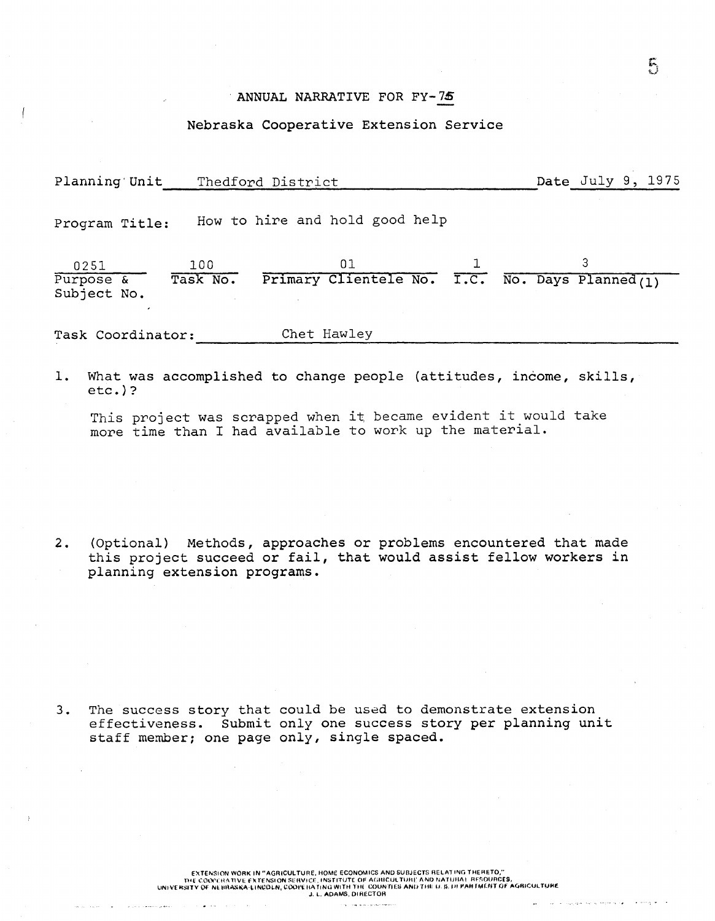# ANNUAL NARRATIVE FOR FY-75

## Nebraska Cooperative Extension Service

Planning Unit: Thedford District  Date: July 9, 1975

Program Title: How to hire and hold good help

| 0251 | 100 | 01 | 1 | 3 |
|---|---|---|---|---|
| Purpose & Subject No. | Task No. | Primary Clientele No. | I.C. | No. Days Planned (1) |

Task Coordinator: Chet Hawley

1. What was accomplished to change people (attitudes, income, skills, etc.)?

   This project was scrapped when it became evident it would take more time than I had available to work up the material.

2. (Optional) Methods, approaches or problems encountered that made this project succeed or fail, that would assist fellow workers in planning extension programs.

3. The success story that could be used to demonstrate extension effectiveness. Submit only one success story per planning unit staff member; one page only, single spaced.

EXTENSION WORK IN "AGRICULTURE, HOME ECONOMICS AND SUBJECTS RELATING THERETO," THE COOPERATIVE EXTENSION SERVICE, INSTITUTE OF AGRICULTURE AND NATURAL RESOURCES, UNIVERSITY OF NEBRASKA-LINCOLN, COOPERATING WITH THE COUNTIES AND THE U. S. DEPARTMENT OF AGRICULTURE
J. L. ADAMS, DIRECTOR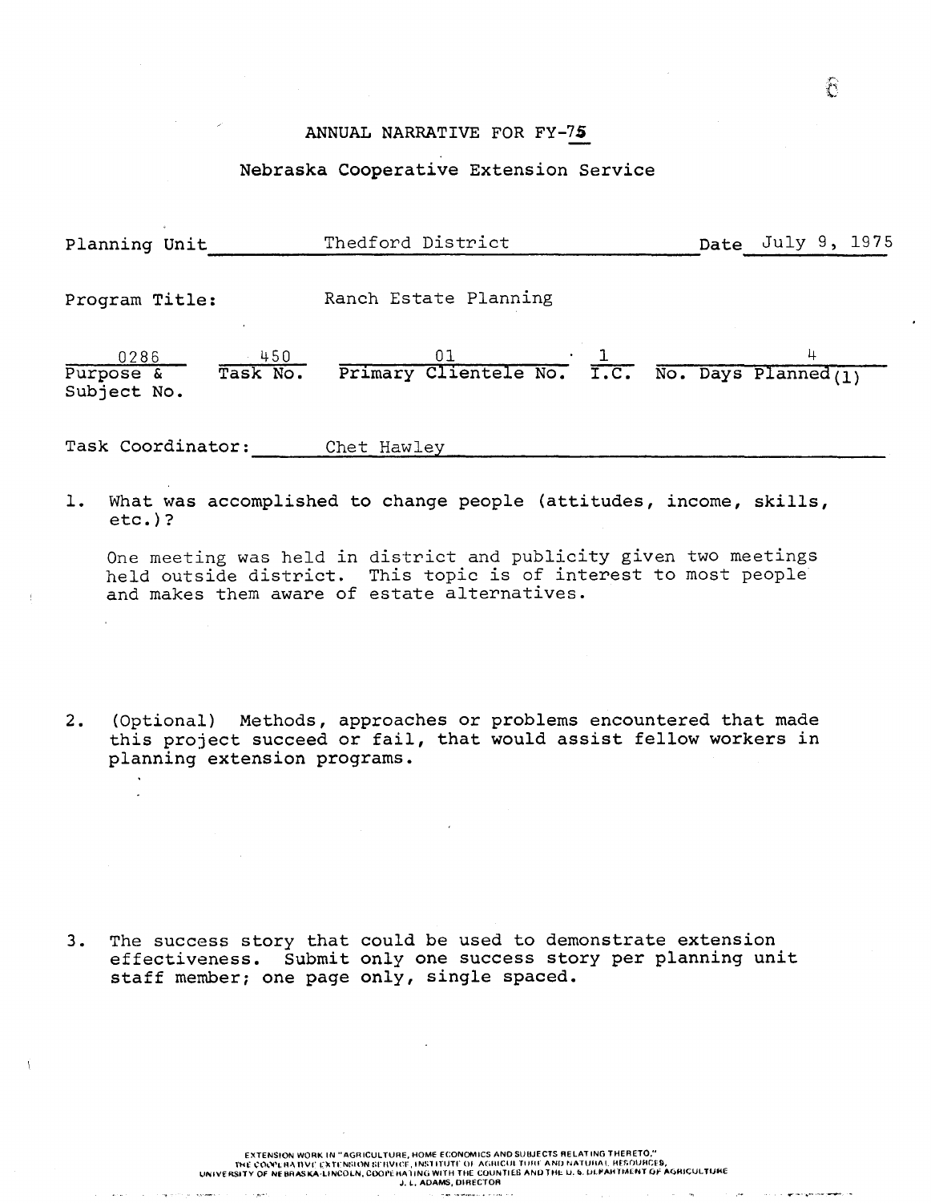# ANNUAL NARRATIVE FOR FY-75

## Nebraska Cooperative Extension Service

Planning Unit: Thedford District — Date: July 9, 1975

Program Title: Ranch Estate Planning

| 0286 | 450 | 01 | 1 | 4 |
|---|---|---|---|---|
| Purpose & Subject No. | Task No. | Primary Clientele No. | I.C. | No. Days Planned(1) |

Task Coordinator: Chet Hawley

1. What was accomplished to change people (attitudes, income, skills, etc.)?

   One meeting was held in district and publicity given two meetings held outside district. This topic is of interest to most people and makes them aware of estate alternatives.

2. (Optional) Methods, approaches or problems encountered that made this project succeed or fail, that would assist fellow workers in planning extension programs.

3. The success story that could be used to demonstrate extension effectiveness. Submit only one success story per planning unit staff member; one page only, single spaced.

EXTENSION WORK IN "AGRICULTURE, HOME ECONOMICS AND SUBJECTS RELATING THERETO," THE COOPERATIVE EXTENSION SERVICE, INSTITUTE OF AGRICULTURE AND NATURAL RESOURCES, UNIVERSITY OF NEBRASKA-LINCOLN, COOPERATING WITH THE COUNTIES AND THE U. S. DEPARTMENT OF AGRICULTURE
J. L. ADAMS, DIRECTOR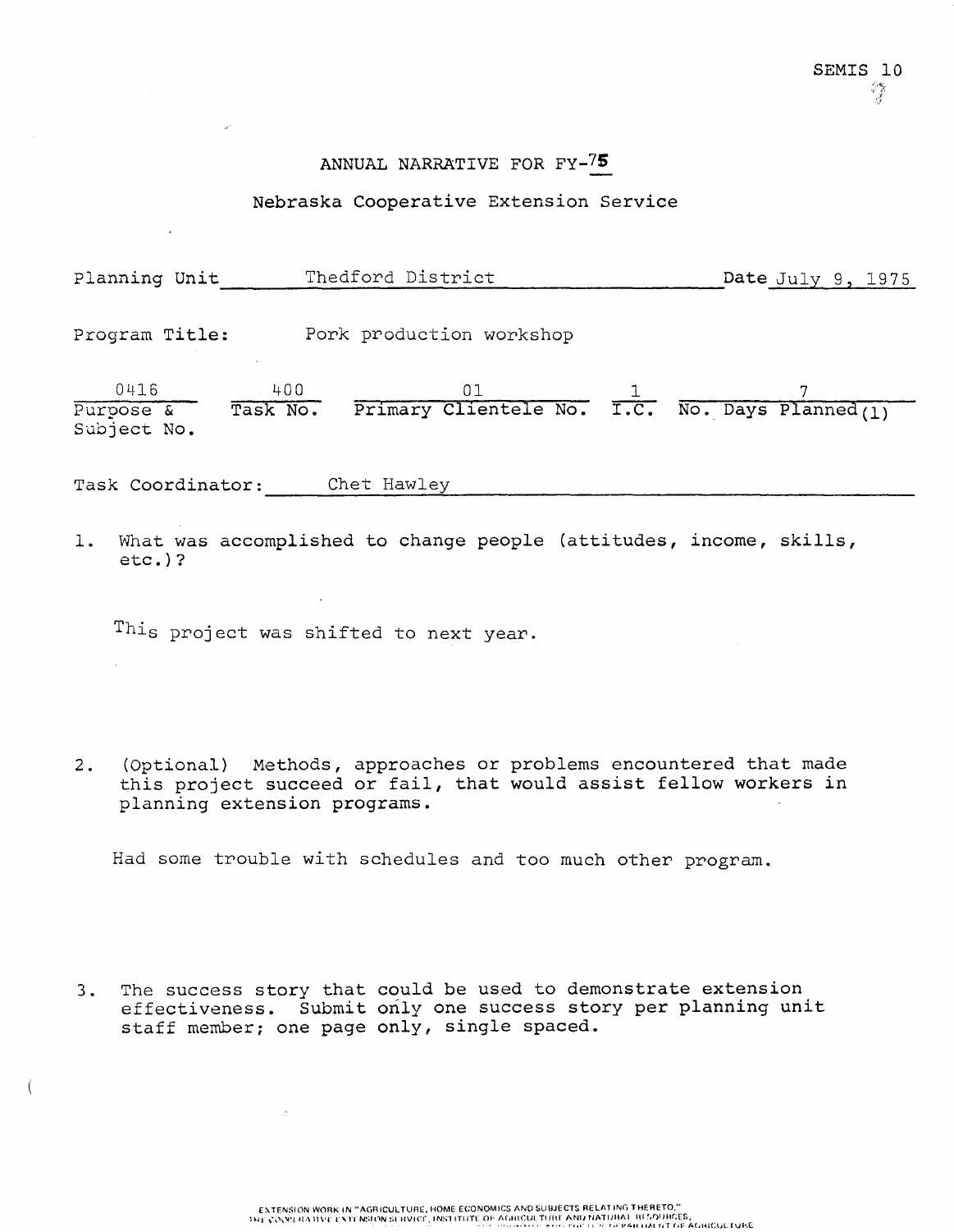SEMIS 10

# ANNUAL NARRATIVE FOR FY-75

## Nebraska Cooperative Extension Service

Planning Unit Thedford District Date July 9, 1975

Program Title: Pork production workshop

| 0416 | 400 | 01 | 1 | 7 |
|---|---|---|---|---|
| Purpose & Subject No. | Task No. | Primary Clientele No. | I.C. | No. Days Planned (1) |

Task Coordinator: Chet Hawley

1. What was accomplished to change people (attitudes, income, skills, etc.)?

   This project was shifted to next year.

2. (Optional) Methods, approaches or problems encountered that made this project succeed or fail, that would assist fellow workers in planning extension programs.

   Had some trouble with schedules and too much other program.

3. The success story that could be used to demonstrate extension effectiveness. Submit only one success story per planning unit staff member; one page only, single spaced.

EXTENSION WORK IN "AGRICULTURE, HOME ECONOMICS AND SUBJECTS RELATING THERETO," THE COOPERATIVE EXTENSION SERVICE, INSTITUTE OF AGRICULTURE AND NATURAL RESOURCES, ... DEPARTMENT OF AGRICULTURE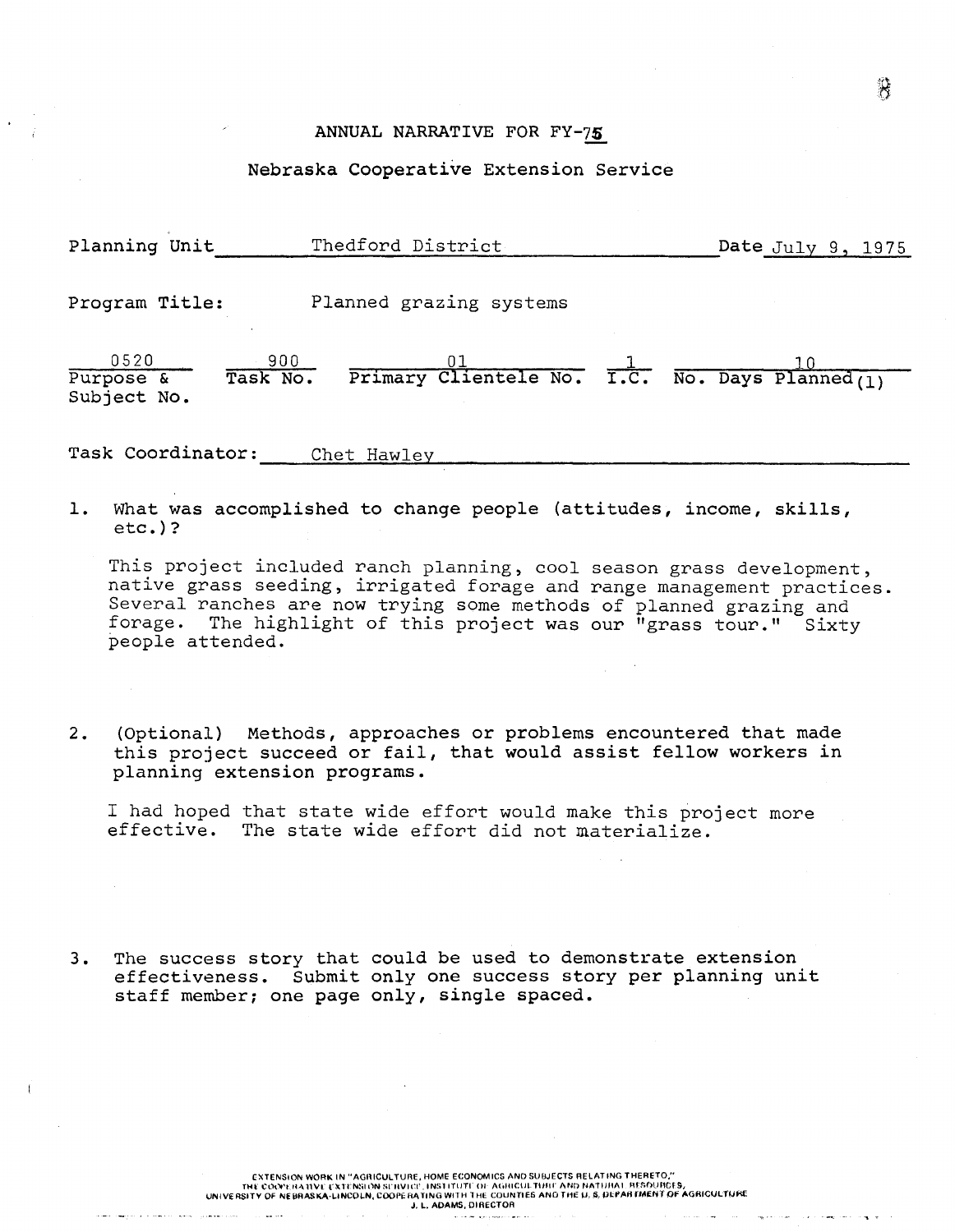# ANNUAL NARRATIVE FOR FY-75

## Nebraska Cooperative Extension Service

Planning Unit: Thedford District — Date: July 9, 1975

Program Title: Planned grazing systems

| 0520 | 900 | 01 | 1 | 10 |
|---|---|---|---|---|
| Purpose & Subject No. | Task No. | Primary Clientele No. | I.C. | No. Days Planned (1) |

Task Coordinator: Chet Hawley

1. What was accomplished to change people (attitudes, income, skills, etc.)?

   This project included ranch planning, cool season grass development, native grass seeding, irrigated forage and range management practices. Several ranches are now trying some methods of planned grazing and forage. The highlight of this project was our "grass tour." Sixty people attended.

2. (Optional) Methods, approaches or problems encountered that made this project succeed or fail, that would assist fellow workers in planning extension programs.

   I had hoped that state wide effort would make this project more effective. The state wide effort did not materialize.

3. The success story that could be used to demonstrate extension effectiveness. Submit only one success story per planning unit staff member; one page only, single spaced.

EXTENSION WORK IN "AGRICULTURE, HOME ECONOMICS AND SUBJECTS RELATING THERETO," THE COOPERATIVE EXTENSION SERVICE, INSTITUTE OF AGRICULTURE AND NATURAL RESOURCES, UNIVERSITY OF NEBRASKA-LINCOLN, COOPERATING WITH THE COUNTIES AND THE U. S. DEPARTMENT OF AGRICULTURE J. L. ADAMS, DIRECTOR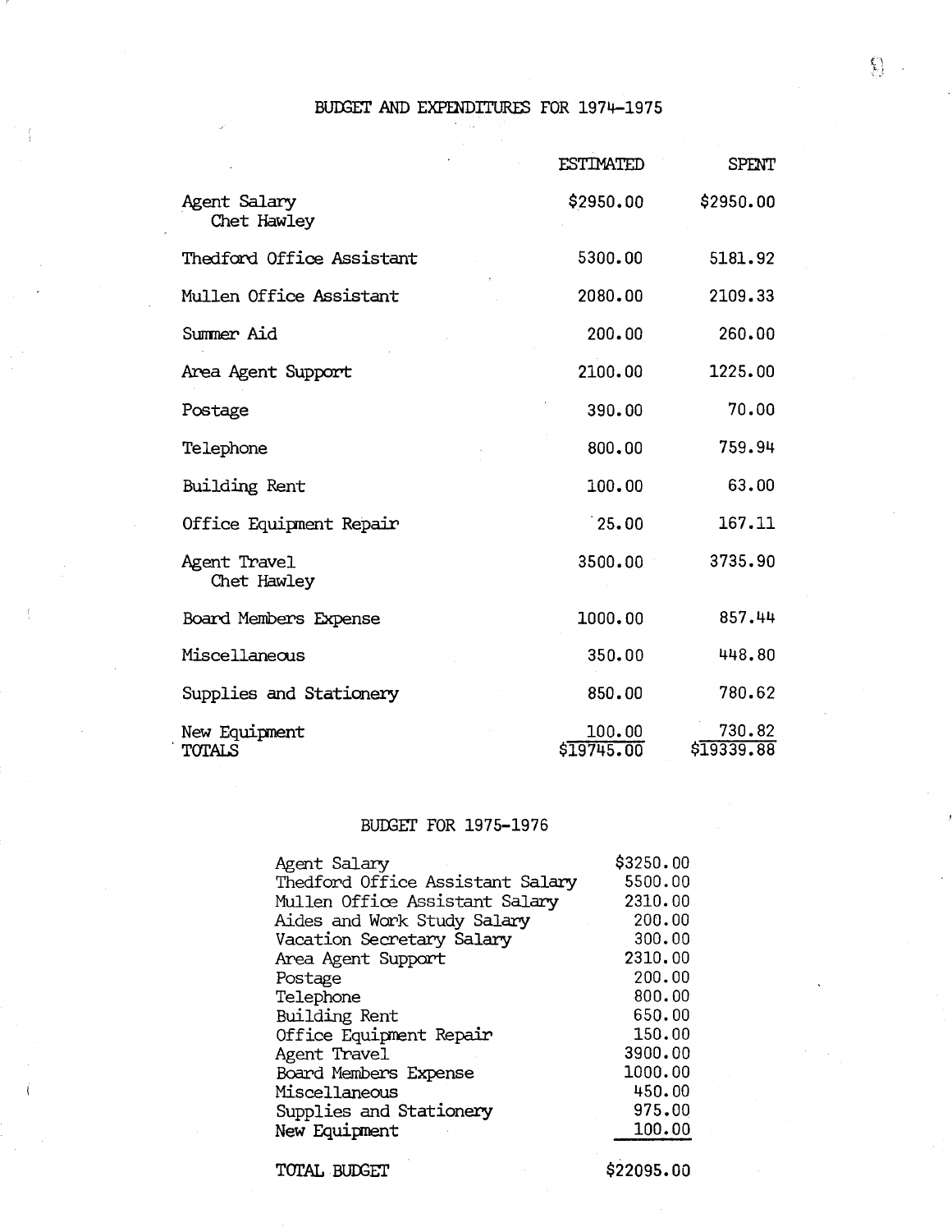## BUDGET AND EXPENDITURES FOR 1974-1975

| | ESTIMATED | SPENT |
|---|---|---|
| Agent Salary<br>Chet Hawley | $2950.00 | $2950.00 |
| Thedford Office Assistant | 5300.00 | 5181.92 |
| Mullen Office Assistant | 2080.00 | 2109.33 |
| Summer Aid | 200.00 | 260.00 |
| Area Agent Support | 2100.00 | 1225.00 |
| Postage | 390.00 | 70.00 |
| Telephone | 800.00 | 759.94 |
| Building Rent | 100.00 | 63.00 |
| Office Equipment Repair | 25.00 | 167.11 |
| Agent Travel<br>Chet Hawley | 3500.00 | 3735.90 |
| Board Members Expense | 1000.00 | 857.44 |
| Miscellaneous | 350.00 | 448.80 |
| Supplies and Stationery | 850.00 | 780.62 |
| New Equipment | 100.00 | 730.82 |
| TOTALS | $19745.00 | $19339.88 |

## BUDGET FOR 1975-1976

| | |
|---|---|
| Agent Salary | $3250.00 |
| Thedford Office Assistant Salary | 5500.00 |
| Mullen Office Assistant Salary | 2310.00 |
| Aides and Work Study Salary | 200.00 |
| Vacation Secretary Salary | 300.00 |
| Area Agent Support | 2310.00 |
| Postage | 200.00 |
| Telephone | 800.00 |
| Building Rent | 650.00 |
| Office Equipment Repair | 150.00 |
| Agent Travel | 3900.00 |
| Board Members Expense | 1000.00 |
| Miscellaneous | 450.00 |
| Supplies and Stationery | 975.00 |
| New Equipment | 100.00 |
| TOTAL BUDGET | $22095.00 |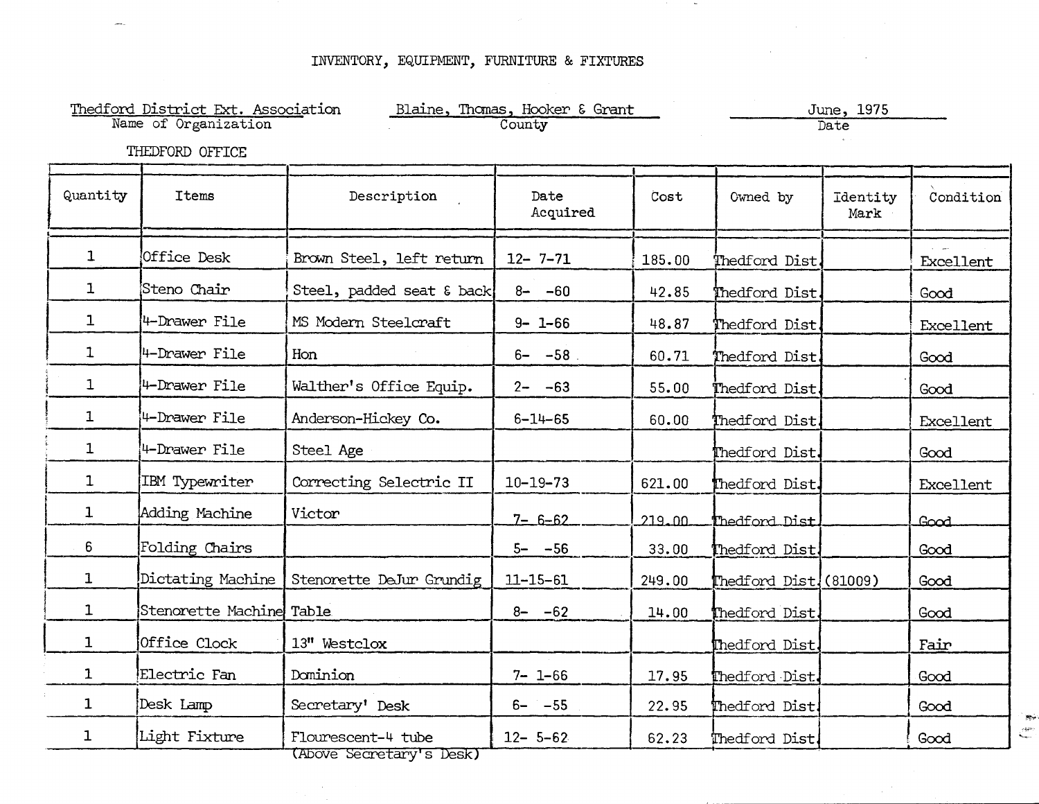# INVENTORY, EQUIPMENT, FURNITURE & FIXTURES

Thedford District Ext. Association — Name of Organization

Blaine, Thomas, Hooker & Grant — County

June, 1975 — Date

THEDFORD OFFICE

| Quantity | Items | Description | Date Acquired | Cost | Owned by | Identity Mark | Condition |
|---|---|---|---|---|---|---|---|
| 1 | Office Desk | Brown Steel, left return | 12- 7-71 | 185.00 | Thedford Dist. | | Excellent |
| 1 | Steno Chair | Steel, padded seat & back | 8- -60 | 42.85 | Thedford Dist. | | Good |
| 1 | 4-Drawer File | MS Modern Steelcraft | 9- 1-66 | 48.87 | Thedford Dist. | | Excellent |
| 1 | 4-Drawer File | Hon | 6- -58 | 60.71 | Thedford Dist. | | Good |
| 1 | 4-Drawer File | Walther's Office Equip. | 2- -63 | 55.00 | Thedford Dist. | | Good |
| 1 | 4-Drawer File | Anderson-Hickey Co. | 6-14-65 | 60.00 | Thedford Dist. | | Excellent |
| 1 | 4-Drawer File | Steel Age | | | Thedford Dist. | | Good |
| 1 | IBM Typewriter | Correcting Selectric II | 10-19-73 | 621.00 | Thedford Dist. | | Excellent |
| 1 | Adding Machine | Victor | 7- 6-62 | 219.00 | Thedford Dist. | | Good |
| 6 | Folding Chairs | | 5- -56 | 33.00 | Thedford Dist. | | Good |
| 1 | Dictating Machine | Stenorette DeJur Grundig | 11-15-61 | 249.00 | Thedford Dist. | (81009) | Good |
| 1 | Stenorette Machine | Table | 8- -62 | 14.00 | Thedford Dist. | | Good |
| 1 | Office Clock | 13" Westclox | | | Thedford Dist. | | Fair |
| 1 | Electric Fan | Dominion | 7- 1-66 | 17.95 | Thedford Dist. | | Good |
| 1 | Desk Lamp | Secretary' Desk | 6- -55 | 22.95 | Thedford Dist. | | Good |
| 1 | Light Fixture | Flourescent-4 tube (Above Secretary's Desk) | 12- 5-62 | 62.23 | Thedford Dist. | | Good |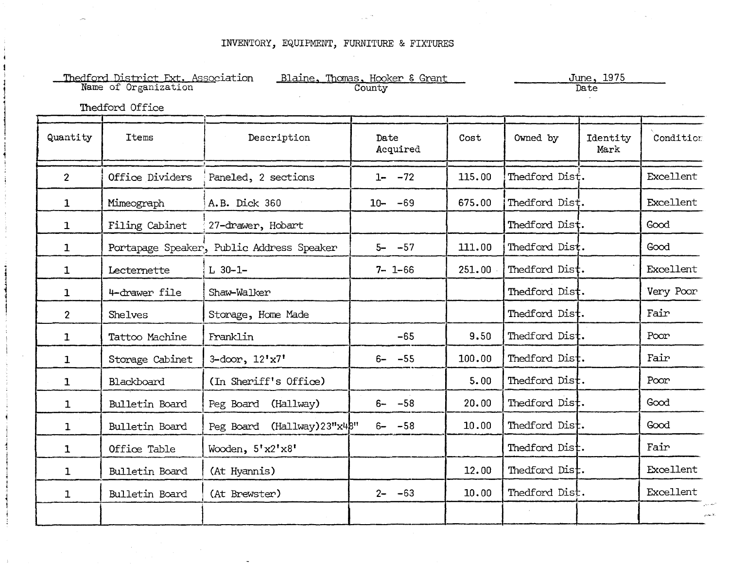# INVENTORY, EQUIPMENT, FURNITURE & FIXTURES

Thedford District Ext. Association — Name of Organization

Blaine, Thomas, Hooker & Grant — County

June, 1975 — Date

Thedford Office

| Quantity | Items | Description | Date Acquired | Cost | Owned by | Identity Mark | Condition |
|---|---|---|---|---|---|---|---|
| 2 | Office Dividers | Paneled, 2 sections | 1- -72 | 115.00 | Thedford Dist. | | Excellent |
| 1 | Mimeograph | A.B. Dick 360 | 10- -69 | 675.00 | Thedford Dist. | | Excellent |
| 1 | Filing Cabinet | 27-drawer, Hobart | | | Thedford Dist. | | Good |
| 1 | Portapage Speaker, | Public Address Speaker | 5- -57 | 111.00 | Thedford Dist. | | Good |
| 1 | Lecternette | L 30-1- | 7- 1-66 | 251.00 | Thedford Dist. | | Excellent |
| 1 | 4-drawer file | Shaw-Walker | | | Thedford Dist. | | Very Poor |
| 2 | Shelves | Storage, Home Made | | | Thedford Dist. | | Fair |
| 1 | Tattoo Machine | Franklin | -65 | 9.50 | Thedford Dist. | | Poor |
| 1 | Storage Cabinet | 3-door, 12'x7' | 6- -55 | 100.00 | Thedford Dist. | | Fair |
| 1 | Blackboard | (In Sheriff's Office) | | 5.00 | Thedford Dist. | | Poor |
| 1 | Bulletin Board | Peg Board (Hallway) | 6- -58 | 20.00 | Thedford Dist. | | Good |
| 1 | Bulletin Board | Peg Board (Hallway)23"x48" | 6- -58 | 10.00 | Thedford Dist. | | Good |
| 1 | Office Table | Wooden, 5'x2'x8' | | | Thedford Dist. | | Fair |
| 1 | Bulletin Board | (At Hyannis) | | 12.00 | Thedford Dist. | | Excellent |
| 1 | Bulletin Board | (At Brewster) | 2- -63 | 10.00 | Thedford Dist. | | Excellent |
| | | | | | | | |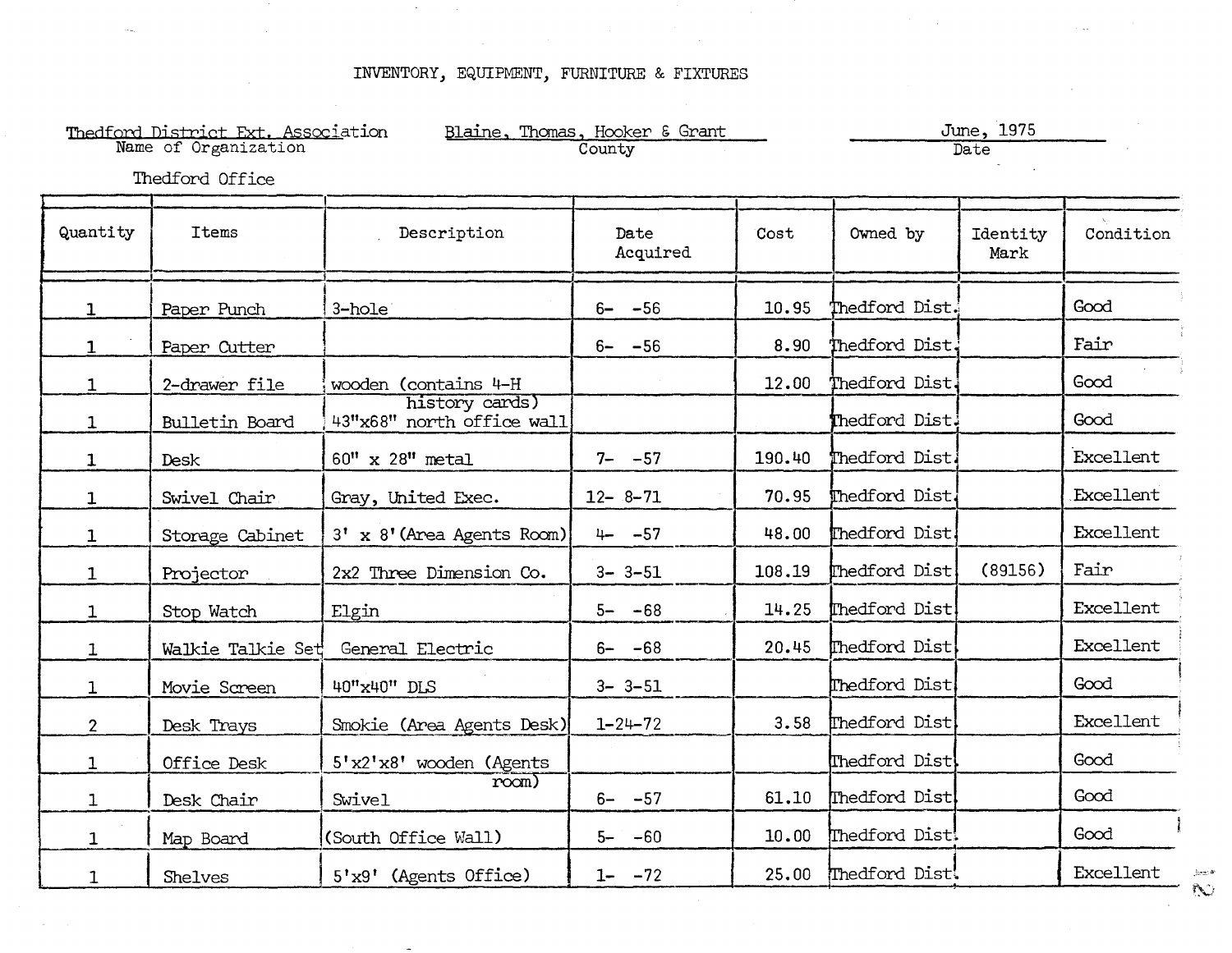# INVENTORY, EQUIPMENT, FURNITURE & FIXTURES

Thedford District Ext. Association — Name of Organization

Blaine, Thomas, Hooker & Grant — County

June, 1975 — Date

Thedford Office

| Quantity | Items | Description | Date Acquired | Cost | Owned by | Identity Mark | Condition |
|---|---|---|---|---|---|---|---|
| 1 | Paper Punch | 3-hole | 6- -56 | 10.95 | Thedford Dist. | | Good |
| 1 | Paper Cutter | | 6- -56 | 8.90 | Thedford Dist. | | Fair |
| 1 | 2-drawer file | wooden (contains 4-H history cards) | | 12.00 | Thedford Dist. | | Good |
| 1 | Bulletin Board | 43"x68" north office wall | | | Thedford Dist. | | Good |
| 1 | Desk | 60" x 28" metal | 7- -57 | 190.40 | Thedford Dist. | | Excellent |
| 1 | Swivel Chair | Gray, United Exec. | 12- 8-71 | 70.95 | Thedford Dist. | | Excellent |
| 1 | Storage Cabinet | 3' x 8'(Area Agents Room) | 4- -57 | 48.00 | Thedford Dist. | | Excellent |
| 1 | Projector | 2x2 Three Dimension Co. | 3- 3-51 | 108.19 | Thedford Dist | (89156) | Fair |
| 1 | Stop Watch | Elgin | 5- -68 | 14.25 | Thedford Dist | | Excellent |
| 1 | Walkie Talkie Set | General Electric | 6- -68 | 20.45 | Thedford Dist | | Excellent |
| 1 | Movie Screen | 40"x40" DLS | 3- 3-51 | | Thedford Dist | | Good |
| 2 | Desk Trays | Smokie (Area Agents Desk) | 1-24-72 | 3.58 | Thedford Dist | | Excellent |
| 1 | Office Desk | 5'x2'x8' wooden (Agents room) | | | Thedford Dist | | Good |
| 1 | Desk Chair | Swivel | 6- -57 | 61.10 | Thedford Dist | | Good |
| 1 | Map Board | (South Office Wall) | 5- -60 | 10.00 | Thedford Dist | | Good |
| 1 | Shelves | 5'x9' (Agents Office) | 1- -72 | 25.00 | Thedford Dist | | Excellent |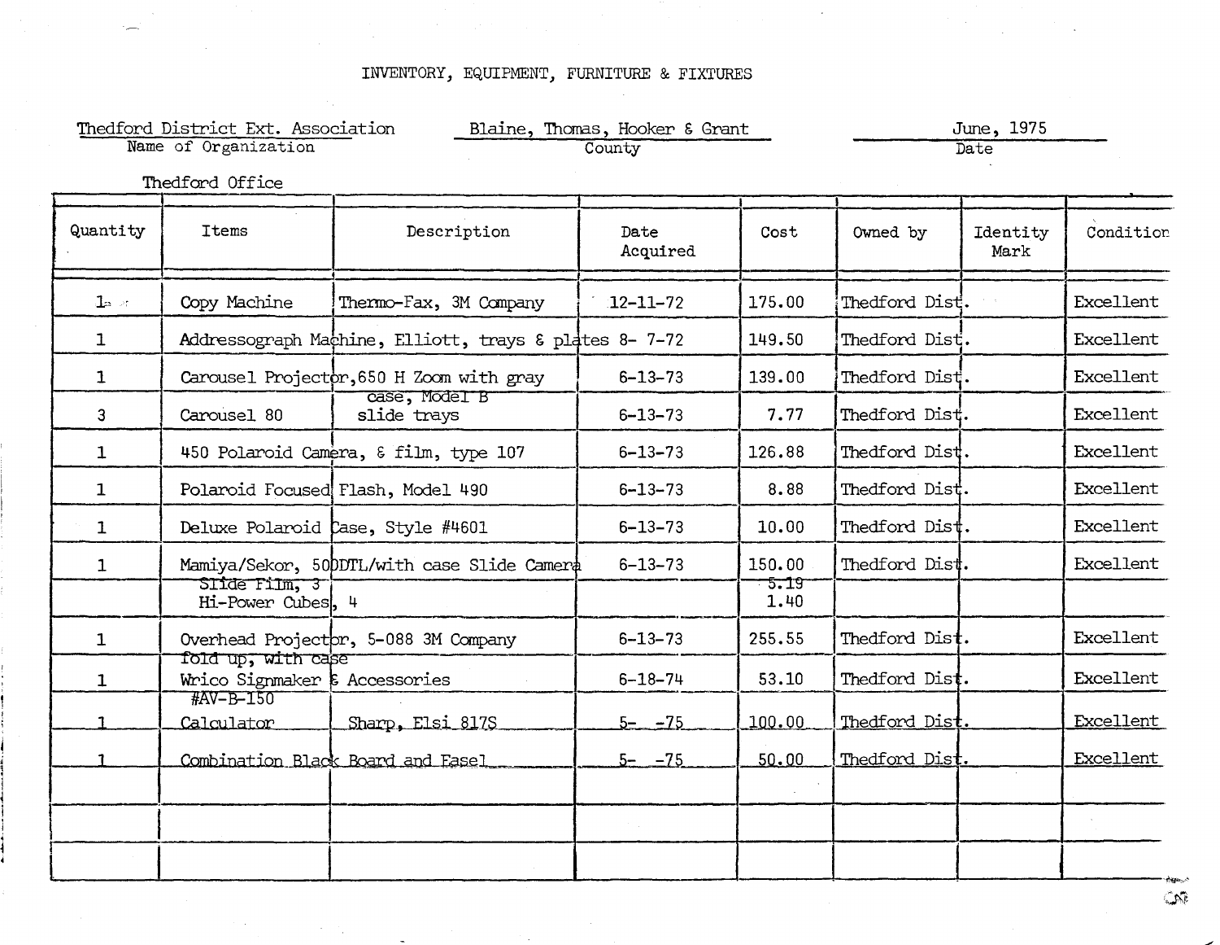# INVENTORY, EQUIPMENT, FURNITURE & FIXTURES

Thedford District Ext. Association — Name of Organization

Blaine, Thomas, Hooker & Grant — County

June, 1975 — Date

Thedford Office

| Quantity | Items | Description | Date Acquired | Cost | Owned by | Identity Mark | Condition |
|---|---|---|---|---|---|---|---|
| 1 | Copy Machine | Thermo-Fax, 3M Company | 12-11-72 | 175.00 | Thedford Dist. | | Excellent |
| 1 | Addressograph Machine, Elliott, trays & plates | | 8- 7-72 | 149.50 | Thedford Dist. | | Excellent |
| 1 | Carousel Projector, 650 H Zoom with gray case, Model B | | 6-13-73 | 139.00 | Thedford Dist. | | Excellent |
| 3 | Carousel 80 | slide trays | 6-13-73 | 7.77 | Thedford Dist. | | Excellent |
| 1 | 450 Polaroid Camera, & film, type 107 | | 6-13-73 | 126.88 | Thedford Dist. | | Excellent |
| 1 | Polaroid Focused Flash, Model 490 | | 6-13-73 | 8.88 | Thedford Dist. | | Excellent |
| 1 | Deluxe Polaroid Case, Style #4601 | | 6-13-73 | 10.00 | Thedford Dist. | | Excellent |
| 1 | Mamiya/Sekor, 500DTL/with case Slide Camera | | 6-13-73 | 150.00 | Thedford Dist. | | Excellent |
| | Slide Film, 3 | | | 5.19 | | | |
| | Hi-Power Cubes, 4 | | | 1.40 | | | |
| 1 | Overhead Projector, 5-088 3M Company fold up, with case | | 6-13-73 | 255.55 | Thedford Dist. | | Excellent |
| 1 | Wrico Signmaker & Accessories #AV-B-150 | | 6-18-74 | 53.10 | Thedford Dist. | | Excellent |
| 1 | Calculator | Sharp, Elsi 817S | 5- -75 | 100.00 | Thedford Dist. | | Excellent |
| 1 | Combination Black Board and Easel | | 5- -75 | 50.00 | Thedford Dist. | | Excellent |
| | | | | | | | |
| | | | | | | | |
| | | | | | | | |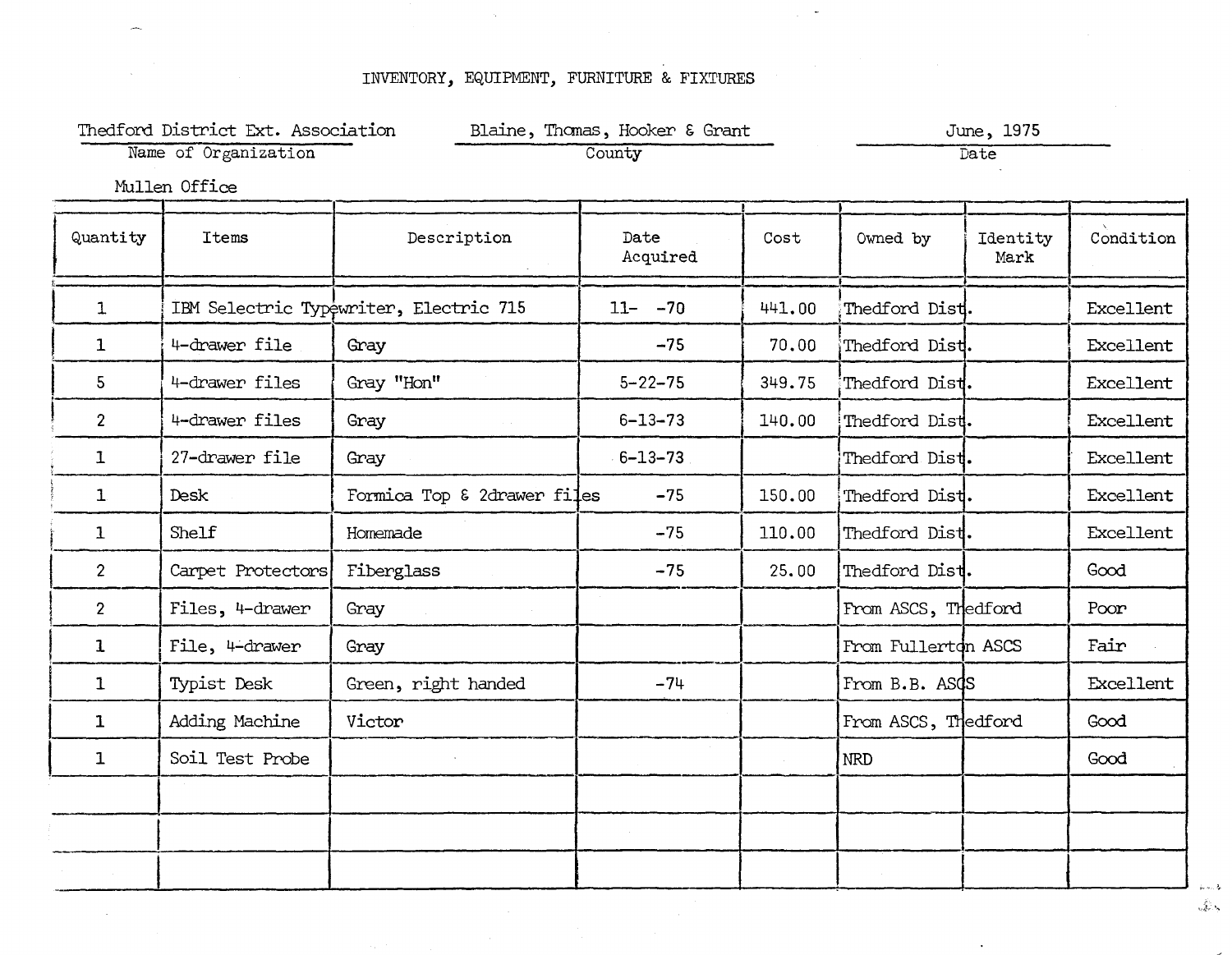# INVENTORY, EQUIPMENT, FURNITURE & FIXTURES

| Thedford District Ext. Association | Blaine, Thomas, Hooker & Grant | June, 1975 |
|---|---|---|
| Name of Organization | County | Date |

Mullen Office

| Quantity | Items | Description | Date Acquired | Cost | Owned by | Identity Mark | Condition |
|---|---|---|---|---|---|---|---|
| 1 | IBM Selectric Typewriter, Electric 715 | | 11- -70 | 441.00 | Thedford Dist. | | Excellent |
| 1 | 4-drawer file | Gray | -75 | 70.00 | Thedford Dist. | | Excellent |
| 5 | 4-drawer files | Gray "Hon" | 5-22-75 | 349.75 | Thedford Dist. | | Excellent |
| 2 | 4-drawer files | Gray | 6-13-73 | 140.00 | Thedford Dist. | | Excellent |
| 1 | 27-drawer file | Gray | 6-13-73 | | Thedford Dist. | | Excellent |
| 1 | Desk | Formica Top & 2drawer files | -75 | 150.00 | Thedford Dist. | | Excellent |
| 1 | Shelf | Homemade | -75 | 110.00 | Thedford Dist. | | Excellent |
| 2 | Carpet Protectors | Fiberglass | -75 | 25.00 | Thedford Dist. | | Good |
| 2 | Files, 4-drawer | Gray | | | From ASCS, Thedford | | Poor |
| 1 | File, 4-drawer | Gray | | | From Fullerton ASCS | | Fair |
| 1 | Typist Desk | Green, right handed | -74 | | From B.B. ASCS | | Excellent |
| 1 | Adding Machine | Victor | | | From ASCS, Thedford | | Good |
| 1 | Soil Test Probe | | | | NRD | | Good |
| | | | | | | | |
| | | | | | | | |
| | | | | | | | |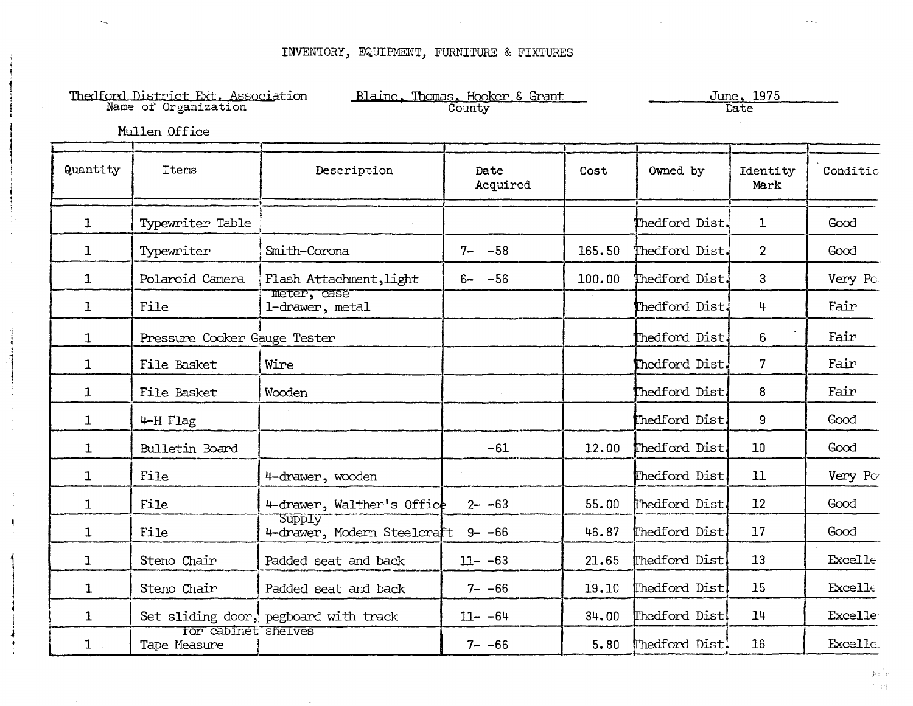INVENTORY, EQUIPMENT, FURNITURE & FIXTURES

Thedford District Ext. Association
Name of Organization

Blaine, Thomas, Hooker & Grant
County

June, 1975
Date

Mullen Office

| Quantity | Items | Description | Date Acquired | Cost | Owned by | Identity Mark | Conditic |
|---|---|---|---|---|---|---|---|
| 1 | Typewriter Table | | | | Thedford Dist. | 1 | Good |
| 1 | Typewriter | Smith-Corona | 7- -58 | 165.50 | Thedford Dist. | 2 | Good |
| 1 | Polaroid Camera | Flash Attachment, light meter, case | 6- -56 | 100.00 | Thedford Dist. | 3 | Very Po |
| 1 | File | 1-drawer, metal | | | Thedford Dist. | 4 | Fair |
| 1 | Pressure Cooker Gauge Tester | | | | Thedford Dist. | 6 | Fair |
| 1 | File Basket | Wire | | | Thedford Dist. | 7 | Fair |
| 1 | File Basket | Wooden | | | Thedford Dist. | 8 | Fair |
| 1 | 4-H Flag | | | | Thedford Dist. | 9 | Good |
| 1 | Bulletin Board | | -61 | 12.00 | Thedford Dist. | 10 | Good |
| 1 | File | 4-drawer, wooden | | | Thedford Dist. | 11 | Very Po |
| 1 | File | 4-drawer, Walther's Office Supply | 2- -63 | 55.00 | Thedford Dist. | 12 | Good |
| 1 | File | 4-drawer, Modern Steelcraft | 9- -66 | 46.87 | Thedford Dist. | 17 | Good |
| 1 | Steno Chair | Padded seat and back | 11- -63 | 21.65 | Thedford Dist. | 13 | Excelle |
| 1 | Steno Chair | Padded seat and back | 7- -66 | 19.10 | Thedford Dist. | 15 | Excelle |
| 1 | Set sliding door, for cabinet | pegboard with track shelves | 11- -64 | 34.00 | Thedford Dist. | 14 | Excelle |
| 1 | Tape Measure | | 7- -66 | 5.80 | Thedford Dist. | 16 | Excelle |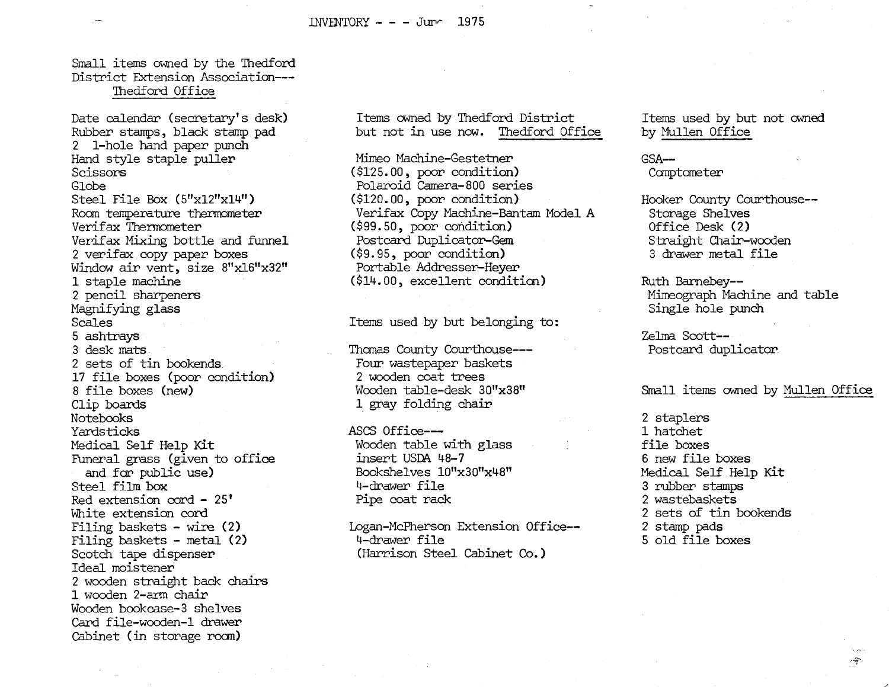# INVENTORY - - - June 1975

Small items owned by the Thedford District Extension Association---
Thedford Office

Date calendar (secretary's desk)
Rubber stamps, black stamp pad
2 1-hole hand paper punch
Hand style staple puller
Scissors
Globe
Steel File Box (5"x12"x14")
Room temperature thermometer
Verifax Thermometer
Verifax Mixing bottle and funnel
2 verifax copy paper boxes
Window air vent, size 8"x16"x32"
1 staple machine
2 pencil sharpeners
Magnifying glass
Scales
5 ashtrays
3 desk mats
2 sets of tin bookends
17 file boxes (poor condition)
8 file boxes (new)
Clip boards
Notebooks
Yardsticks
Medical Self Help Kit
Funeral grass (given to office and for public use)
Steel film box
Red extension cord - 25'
White extension cord
Filing baskets - wire (2)
Filing baskets - metal (2)
Scotch tape dispenser
Ideal moistener
2 wooden straight back chairs
1 wooden 2-arm chair
Wooden bookcase-3 shelves
Card file-wooden-1 drawer
Cabinet (in storage room)

Items owned by Thedford District but not in use now. Thedford Office

Mimeo Machine-Gestetner
($125.00, poor condition)
Polaroid Camera-800 series
($120.00, poor condition)
Verifax Copy Machine-Bantam Model A
($99.50, poor condition)
Postcard Duplicator-Gem
($9.95, poor condition)
Portable Addresser-Heyer
($14.00, excellent condition)

Items used by but belonging to:

Thomas County Courthouse---
Four wastepaper baskets
2 wooden coat trees
Wooden table-desk 30"x38"
1 gray folding chair

ASCS Office---
Wooden table with glass insert USDA 48-7
Bookshelves 10"x30"x48"
4-drawer file
Pipe coat rack

Logan-McPherson Extension Office--
4-drawer file
(Harrison Steel Cabinet Co.)

Items used by but not owned by Mullen Office

GSA--
Comptometer

Hooker County Courthouse--
Storage Shelves
Office Desk (2)
Straight Chair-wooden
3 drawer metal file

Ruth Barnebey--
Mimeograph Machine and table
Single hole punch

Zelma Scott--
Postcard duplicator

Small items owned by Mullen Office

2 staplers
1 hatchet
file boxes
6 new file boxes
Medical Self Help Kit
3 rubber stamps
2 wastebaskets
2 sets of tin bookends
2 stamp pads
5 old file boxes